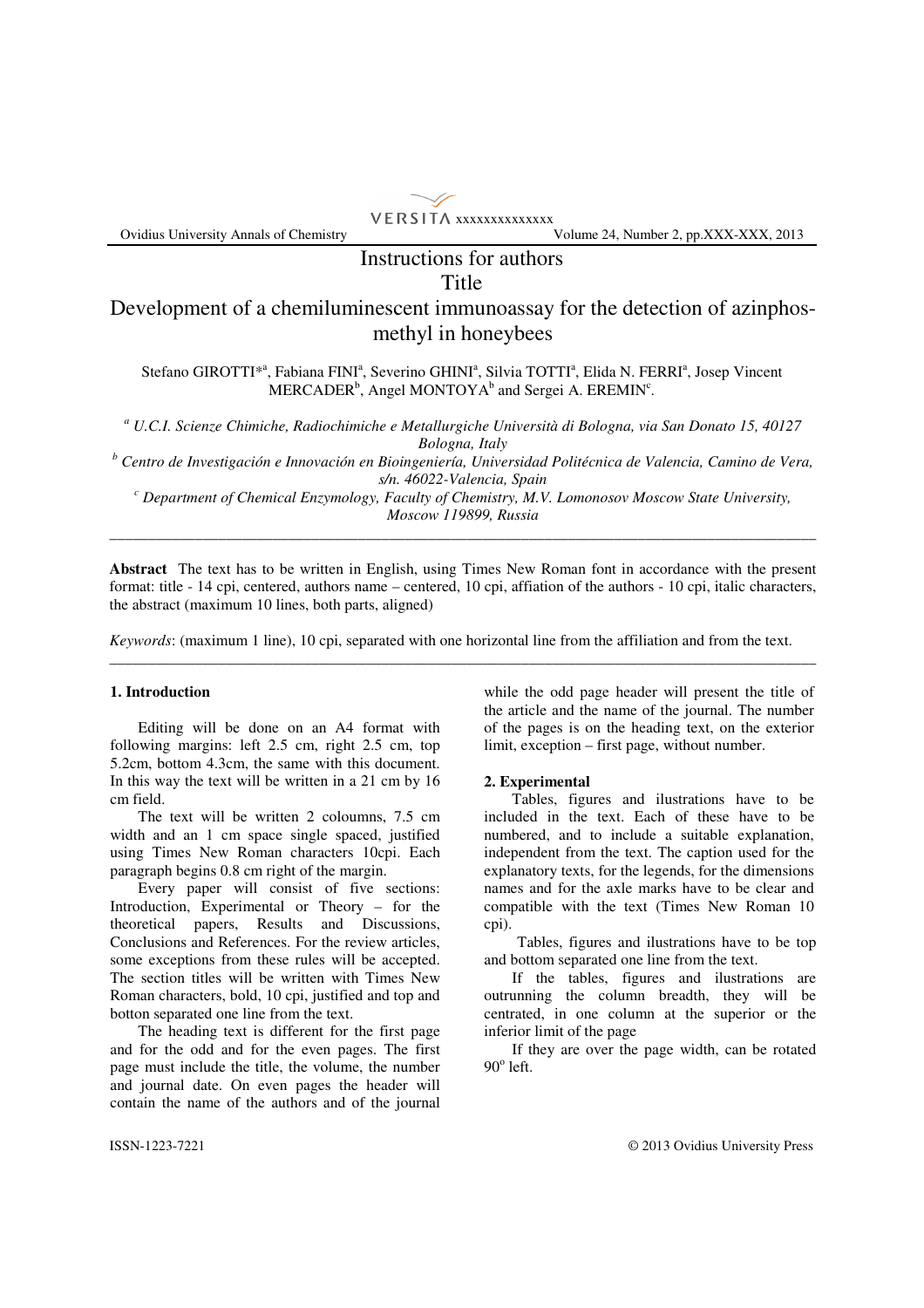# Instructions for authors

# Title

# Development of a chemiluminescent immunoassay for the detection of azinphos-methyl in honeybees

Stefano GIROTTI*[a], Fabiana FINI[a], Severino GHINI[a], Silvia TOTTI[a], Elida N. FERRI[a], Josep Vincent MERCADER[b], Angel MONTOYA[b] and Sergei A. EREMIN[c].

*[a] U.C.I. Scienze Chimiche, Radiochimiche e Metallurgiche Università di Bologna, via San Donato 15, 40127 Bologna, Italy*

*[b] Centro de Investigación e Innovación en Bioingeniería, Universidad Politécnica de Valencia, Camino de Vera, s/n. 46022-Valencia, Spain*

*[c] Department of Chemical Enzymology, Faculty of Chemistry, M.V. Lomonosov Moscow State University, Moscow 119899, Russia*

---

**Abstract** The text has to be written in English, using Times New Roman font in accordance with the present format: title - 14 cpi, centered, authors name – centered, 10 cpi, affiation of the authors - 10 cpi, italic characters, the abstract (maximum 10 lines, both parts, aligned)

*Keywords*: (maximum 1 line), 10 cpi, separated with one horizontal line from the affiliation and from the text.

---

## 1. Introduction

Editing will be done on an A4 format with following margins: left 2.5 cm, right 2.5 cm, top 5.2cm, bottom 4.3cm, the same with this document. In this way the text will be written in a 21 cm by 16 cm field.

The text will be written 2 coloumns, 7.5 cm width and an 1 cm space single spaced, justified using Times New Roman characters 10cpi. Each paragraph begins 0.8 cm right of the margin.

Every paper will consist of five sections: Introduction, Experimental or Theory – for the theoretical papers, Results and Discussions, Conclusions and References. For the review articles, some exceptions from these rules will be accepted. The section titles will be written with Times New Roman characters, bold, 10 cpi, justified and top and botton separated one line from the text.

The heading text is different for the first page and for the odd and for the even pages. The first page must include the title, the volume, the number and journal date. On even pages the header will contain the name of the authors and of the journal while the odd page header will present the title of the article and the name of the journal. The number of the pages is on the heading text, on the exterior limit, exception – first page, without number.

## 2. Experimental

Tables, figures and illustrations have to be included in the text. Each of these have to be numbered, and to include a suitable explanation, independent from the text. The caption used for the explanatory texts, for the legends, for the dimensions names and for the axle marks have to be clear and compatible with the text (Times New Roman 10 cpi).

Tables, figures and illustrations have to be top and bottom separated one line from the text.

If the tables, figures and illustrations are outrunning the column breadth, they will be centrated, in one column at the superior or the inferior limit of the page

If they are over the page width, can be rotated $90^o$ left.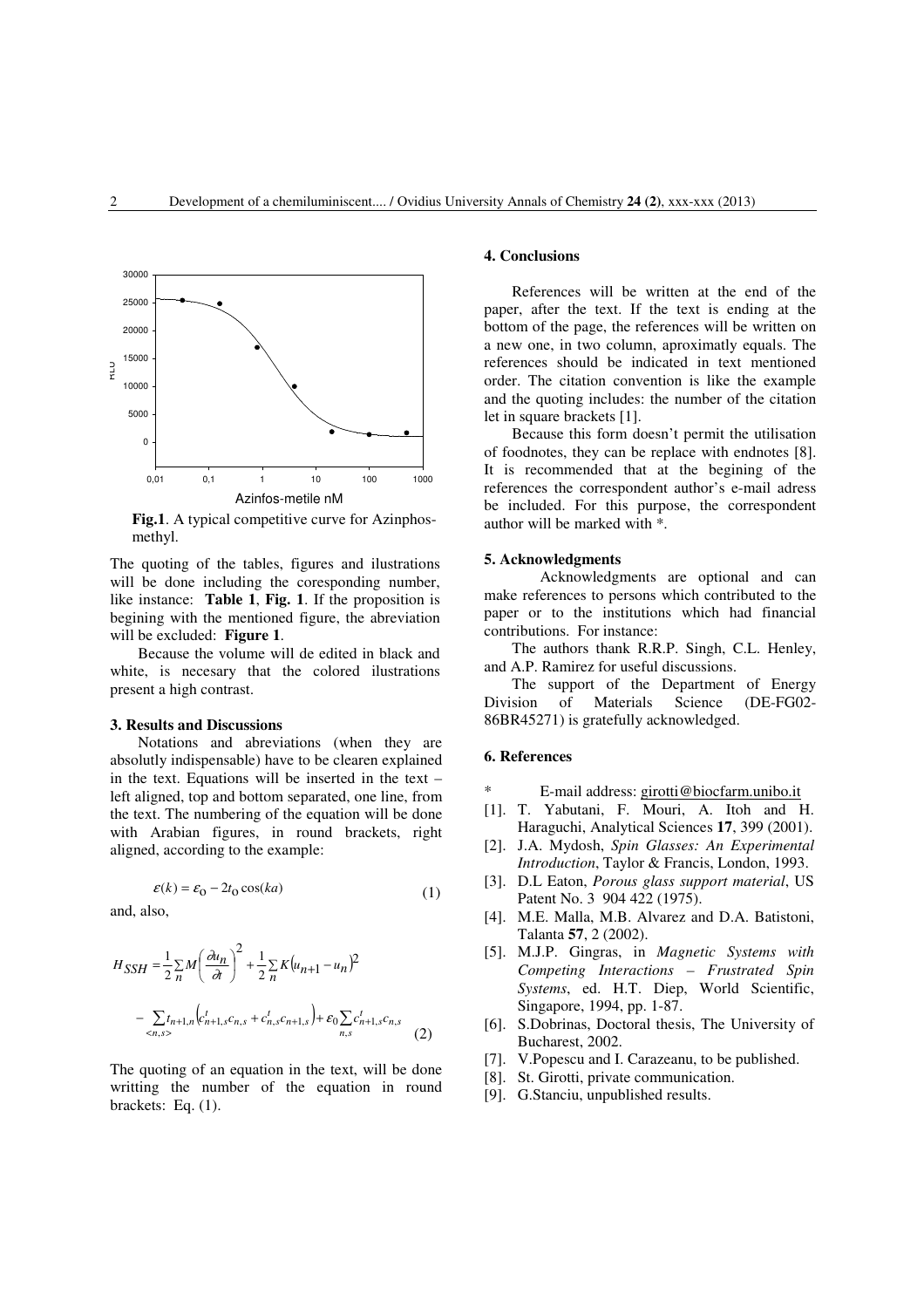30000
25000
20000
15000
10000
5000
0
RLU
0,01 0,1 1 10 100 1000
Azinfos-metile nM

**Fig.1**. A typical competitive curve for Azinphos-methyl.

The quoting of the tables, figures and ilustrations will be done including the coresponding number, like instance: **Table 1**, **Fig. 1**. If the proposition is begining with the mentioned figure, the abreviation will be excluded: **Figure 1**.

Because the volume will de edited in black and white, is necesary that the colored ilustrations present a high contrast.

## 3. Results and Discussions

Notations and abreviations (when they are absolutly indispensable) have to be clearen explained in the text. Equations will be inserted in the text – left aligned, top and bottom separated, one line, from the text. The numbering of the equation will be done with Arabian figures, in round brackets, right aligned, according to the example:

$$\varepsilon(k) = \varepsilon_0 - 2t_0 \cos(ka) \tag{1}$$

and, also,

$$H_{SSH} = \frac{1}{2}\sum_n M\left(\frac{\partial u_n}{\partial t}\right)^2 + \frac{1}{2}\sum_n K\left(u_{n+1} - u_n\right)^2 - \sum_{<n,s>} t_{n+1,n}\left(c^t_{n+1,s}c_{n,s} + c^t_{n,s}c_{n+1,s}\right) + \varepsilon_0 \sum_{n,s} c^t_{n+1,s}c_{n,s} \tag{2}$$

The quoting of an equation in the text, will be done writting the number of the equation in round brackets: Eq. (1).

## 4. Conclusions

References will be written at the end of the paper, after the text. If the text is ending at the bottom of the page, the references will be written on a new one, in two column, aproximatly equals. The references should be indicated in text mentioned order. The citation convention is like the example and the quoting includes: the number of the citation let in square brackets [1].

Because this form doesn't permit the utilisation of foodnotes, they can be replace with endnotes [8]. It is recommended that at the begining of the references the correspondent author's e-mail adress be included. For this purpose, the correspondent author will be marked with *.

## 5. Acknowledgments

Acknowledgments are optional and can make references to persons which contributed to the paper or to the institutions which had financial contributions. For instance:

The authors thank R.R.P. Singh, C.L. Henley, and A.P. Ramirez for useful discussions.

The support of the Department of Energy Division of Materials Science (DE-FG02-86BR45271) is gratefully acknowledged.

## 6. References

\* E-mail address: girotti@biocfarm.unibo.it

[1]. T. Yabutani, F. Mouri, A. Itoh and H. Haraguchi, Analytical Sciences **17**, 399 (2001).

[2]. J.A. Mydosh, *Spin Glasses: An Experimental Introduction*, Taylor & Francis, London, 1993.

[3]. D.L Eaton, *Porous glass support material*, US Patent No. 3 904 422 (1975).

[4]. M.E. Malla, M.B. Alvarez and D.A. Batistoni, Talanta **57**, 2 (2002).

[5]. M.J.P. Gingras, in *Magnetic Systems with Competing Interactions – Frustrated Spin Systems*, ed. H.T. Diep, World Scientific, Singapore, 1994, pp. 1-87.

[6]. S.Dobrinas, Doctoral thesis, The University of Bucharest, 2002.

[7]. V.Popescu and I. Carazeanu, to be published.

[8]. St. Girotti, private communication.

[9]. G.Stanciu, unpublished results.